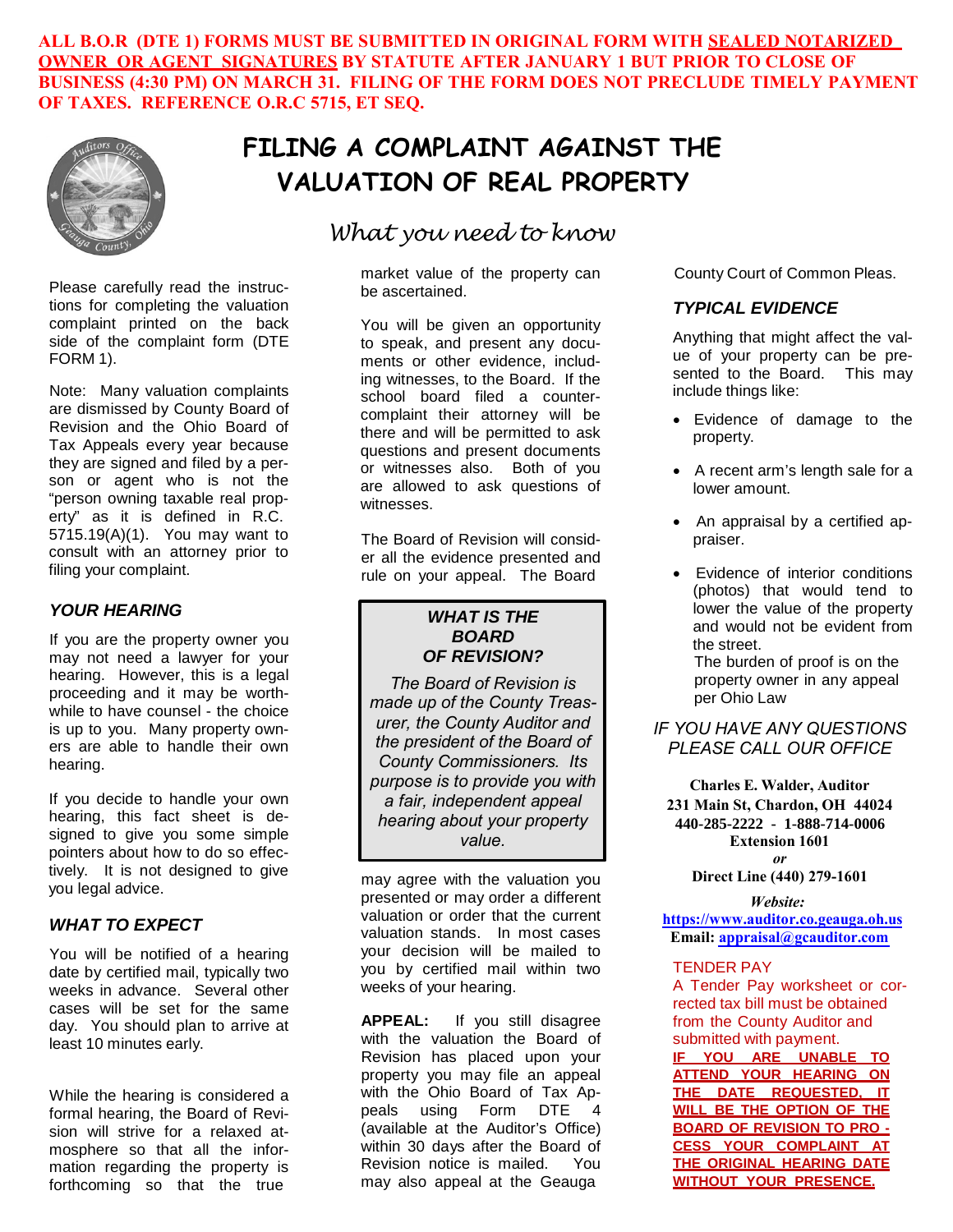**ALL B.O.R (DTE 1) FORMS MUST BE SUBMITTED IN ORIGINAL FORM WITH <u>SEALED NOTARIZED OWNER OR AGENT SIGNATURES</u> BY STATUTE AFTER JANUARY 1 BUT PRIOR TO CLOSE OF BUSINESS (4:30 PM) ON MARCH 31. FILING OF THE FORM DOES NOT PRECLUDE TIMELY PAYMENT OF TAXES. REFERENCE O.R.C 5715, ET SEQ.**

# FILING A COMPLAINT AGAINST THE VALUATION OF REAL PROPERTY

## *What you need to know*

Please carefully read the instructions for completing the valuation complaint printed on the back side of the complaint form (DTE FORM 1).

Note: Many valuation complaints are dismissed by County Board of Revision and the Ohio Board of Tax Appeals every year because they are signed and filed by a person or agent who is not the "person owning taxable real property" as it is defined in R.C. 5715.19(A)(1). You may want to consult with an attorney prior to filing your complaint.

### *YOUR HEARING*

If you are the property owner you may not need a lawyer for your hearing. However, this is a legal proceeding and it may be worthwhile to have counsel - the choice is up to you. Many property owners are able to handle their own hearing.

If you decide to handle your own hearing, this fact sheet is designed to give you some simple pointers about how to do so effectively. It is not designed to give you legal advice.

### *WHAT TO EXPECT*

You will be notified of a hearing date by certified mail, typically two weeks in advance. Several other cases will be set for the same day. You should plan to arrive at least 10 minutes early.

While the hearing is considered a formal hearing, the Board of Revision will strive for a relaxed atmosphere so that all the information regarding the property is forthcoming so that the true market value of the property can be ascertained.

You will be given an opportunity to speak, and present any documents or other evidence, including witnesses, to the Board. If the school board filed a counter-complaint their attorney will be there and will be permitted to ask questions and present documents or witnesses also. Both of you are allowed to ask questions of witnesses.

The Board of Revision will consider all the evidence presented and rule on your appeal. The Board may agree with the valuation you presented or may order a different valuation or order that the current valuation stands. In most cases your decision will be mailed to you by certified mail within two weeks of your hearing.

> ***WHAT IS THE BOARD OF REVISION?***
>
> *The Board of Revision is made up of the County Treasurer, the County Auditor and the president of the Board of County Commissioners. Its purpose is to provide you with a fair, independent appeal hearing about your property value.*

**APPEAL:** If you still disagree with the valuation the Board of Revision has placed upon your property you may file an appeal with the Ohio Board of Tax Appeals using Form DTE 4 (available at the Auditor's Office) within 30 days after the Board of Revision notice is mailed. You may also appeal at the Geauga County Court of Common Pleas.

### *TYPICAL EVIDENCE*

Anything that might affect the value of your property can be presented to the Board. This may include things like:

- Evidence of damage to the property.
- A recent arm's length sale for a lower amount.
- An appraisal by a certified appraiser.
- Evidence of interior conditions (photos) that would tend to lower the value of the property and would not be evident from the street.
  The burden of proof is on the property owner in any appeal per Ohio Law

*IF YOU HAVE ANY QUESTIONS PLEASE CALL OUR OFFICE*

**Charles E. Walder, Auditor**
**231 Main St, Chardon, OH 44024**
**440-285-2222 - 1-888-714-0006**
**Extension 1601**
***or***
**Direct Line (440) 279-1601**

***Website:***
**https://www.auditor.co.geauga.oh.us**
**Email: appraisal@gcauditor.com**

TENDER PAY
A Tender Pay worksheet or corrected tax bill must be obtained from the County Auditor and submitted with payment.

**<u>IF YOU ARE UNABLE TO ATTEND YOUR HEARING ON THE DATE REQUESTED, IT WILL BE THE OPTION OF THE BOARD OF REVISION TO PROCESS YOUR COMPLAINT AT THE ORIGINAL HEARING DATE WITHOUT YOUR PRESENCE.</u>**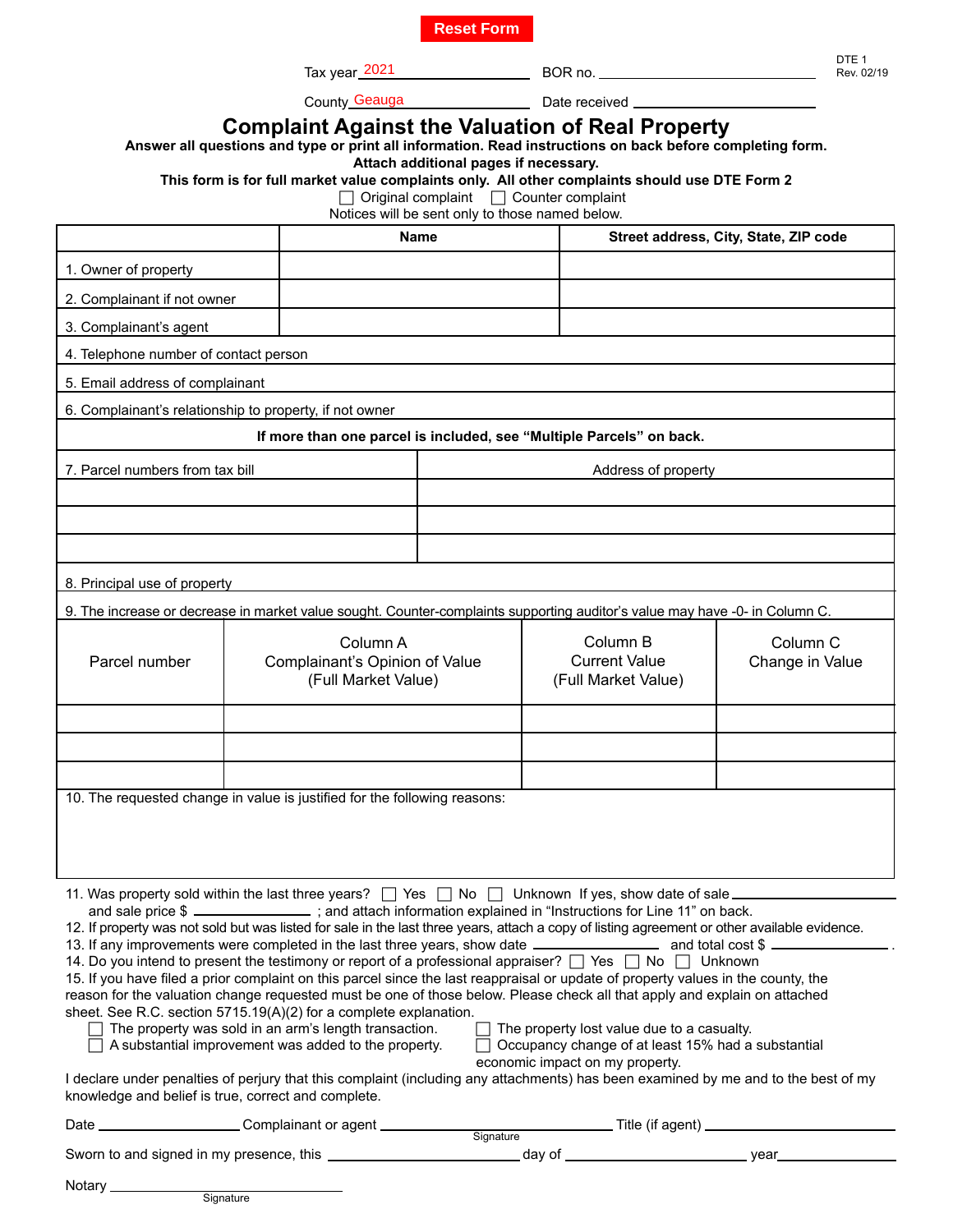Reset Form

Tax year 2021 BOR no. ____________________

County Geauga Date received ____________________

DTE 1
Rev. 02/19

# Complaint Against the Valuation of Real Property

**Answer all questions and type or print all information. Read instructions on back before completing form.**
**Attach additional pages if necessary.**
**This form is for full market value complaints only. All other complaints should use DTE Form 2**

☐ Original complaint ☐ Counter complaint

Notices will be sent only to those named below.

| | Name | Street address, City, State, ZIP code |
|---|---|---|
| 1. Owner of property | | |
| 2. Complainant if not owner | | |
| 3. Complainant's agent | | |

4. Telephone number of contact person

5. Email address of complainant

6. Complainant's relationship to property, if not owner

**If more than one parcel is included, see "Multiple Parcels" on back.**

| 7. Parcel numbers from tax bill | Address of property |
|---|---|
| | |
| | |
| | |

8. Principal use of property

9. The increase or decrease in market value sought. Counter-complaints supporting auditor's value may have -0- in Column C.

| Parcel number | Column A Complainant's Opinion of Value (Full Market Value) | Column B Current Value (Full Market Value) | Column C Change in Value |
|---|---|---|---|
| | | | |
| | | | |
| | | | |

10. The requested change in value is justified for the following reasons:

11. Was property sold within the last three years? ☐ Yes ☐ No ☐ Unknown If yes, show date of sale ____________________
and sale price $ ____________ ; and attach information explained in "Instructions for Line 11" on back.

12. If property was not sold but was listed for sale in the last three years, attach a copy of listing agreement or other available evidence.

13. If any improvements were completed in the last three years, show date ____________ and total cost $ ____________ .

14. Do you intend to present the testimony or report of a professional appraiser? ☐ Yes ☐ No ☐ Unknown

15. If you have filed a prior complaint on this parcel since the last reappraisal or update of property values in the county, the reason for the valuation change requested must be one of those listed below. Please check all that apply and explain on attached sheet. See R.C. section 5715.19(A)(2) for a complete explanation.

☐ The property was sold in an arm's length transaction.
☐ A substantial improvement was added to the property.
☐ The property lost value due to a casualty.
☐ Occupancy change of at least 15% had a substantial economic impact on my property.

I declare under penalties of perjury that this complaint (including any attachments) has been examined by me and to the best of my knowledge and belief is true, correct and complete.

Date ____________ Complainant or agent ____________________ Title (if agent) ____________
Signature

Sworn to and signed in my presence, this ____________ day of ____________ year ____________

Notary ____________________
Signature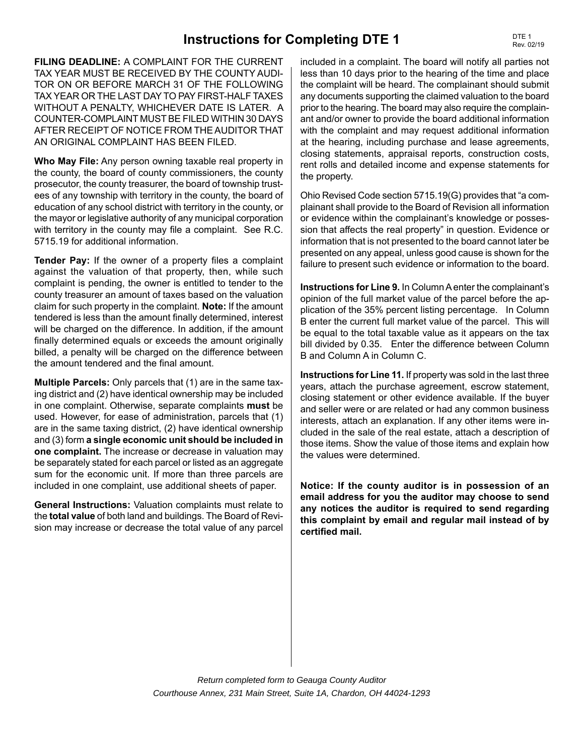# Instructions for Completing DTE 1

DTE 1
Rev. 02/19

**FILING DEADLINE:** A COMPLAINT FOR THE CURRENT TAX YEAR MUST BE RECEIVED BY THE COUNTY AUDITOR ON OR BEFORE MARCH 31 OF THE FOLLOWING TAX YEAR OR THE LAST DAY TO PAY FIRST-HALF TAXES WITHOUT A PENALTY, WHICHEVER DATE IS LATER. A COUNTER-COMPLAINT MUST BE FILED WITHIN 30 DAYS AFTER RECEIPT OF NOTICE FROM THE AUDITOR THAT AN ORIGINAL COMPLAINT HAS BEEN FILED.

**Who May File:** Any person owning taxable real property in the county, the board of county commissioners, the county prosecutor, the county treasurer, the board of township trustees of any township with territory in the county, the board of education of any school district with territory in the county, or the mayor or legislative authority of any municipal corporation with territory in the county may file a complaint. See R.C. 5715.19 for additional information.

**Tender Pay:** If the owner of a property files a complaint against the valuation of that property, then, while such complaint is pending, the owner is entitled to tender to the county treasurer an amount of taxes based on the valuation claim for such property in the complaint. **Note:** If the amount tendered is less than the amount finally determined, interest will be charged on the difference. In addition, if the amount finally determined equals or exceeds the amount originally billed, a penalty will be charged on the difference between the amount tendered and the final amount.

**Multiple Parcels:** Only parcels that (1) are in the same taxing district and (2) have identical ownership may be included in one complaint. Otherwise, separate complaints **must** be used. However, for ease of administration, parcels that (1) are in the same taxing district, (2) have identical ownership and (3) form **a single economic unit should be included in one complaint.** The increase or decrease in valuation may be separately stated for each parcel or listed as an aggregate sum for the economic unit. If more than three parcels are included in one complaint, use additional sheets of paper.

**General Instructions:** Valuation complaints must relate to the **total value** of both land and buildings. The Board of Revision may increase or decrease the total value of any parcel included in a complaint. The board will notify all parties not less than 10 days prior to the hearing of the time and place the complaint will be heard. The complainant should submit any documents supporting the claimed valuation to the board prior to the hearing. The board may also require the complainant and/or owner to provide the board additional information with the complaint and may request additional information at the hearing, including purchase and lease agreements, closing statements, appraisal reports, construction costs, rent rolls and detailed income and expense statements for the property.

Ohio Revised Code section 5715.19(G) provides that "a complainant shall provide to the Board of Revision all information or evidence within the complainant's knowledge or possession that affects the real property" in question. Evidence or information that is not presented to the board cannot later be presented on any appeal, unless good cause is shown for the failure to present such evidence or information to the board.

**Instructions for Line 9.** In Column A enter the complainant's opinion of the full market value of the parcel before the application of the 35% percent listing percentage. In Column B enter the current full market value of the parcel. This will be equal to the total taxable value as it appears on the tax bill divided by 0.35. Enter the difference between Column B and Column A in Column C.

**Instructions for Line 11.** If property was sold in the last three years, attach the purchase agreement, escrow statement, closing statement or other evidence available. If the buyer and seller were or are related or had any common business interests, attach an explanation. If any other items were included in the sale of the real estate, attach a description of those items. Show the value of those items and explain how the values were determined.

**Notice: If the county auditor is in possession of an email address for you the auditor may choose to send any notices the auditor is required to send regarding this complaint by email and regular mail instead of by certified mail.**

*Return completed form to Geauga County Auditor*
*Courthouse Annex, 231 Main Street, Suite 1A, Chardon, OH 44024-1293*